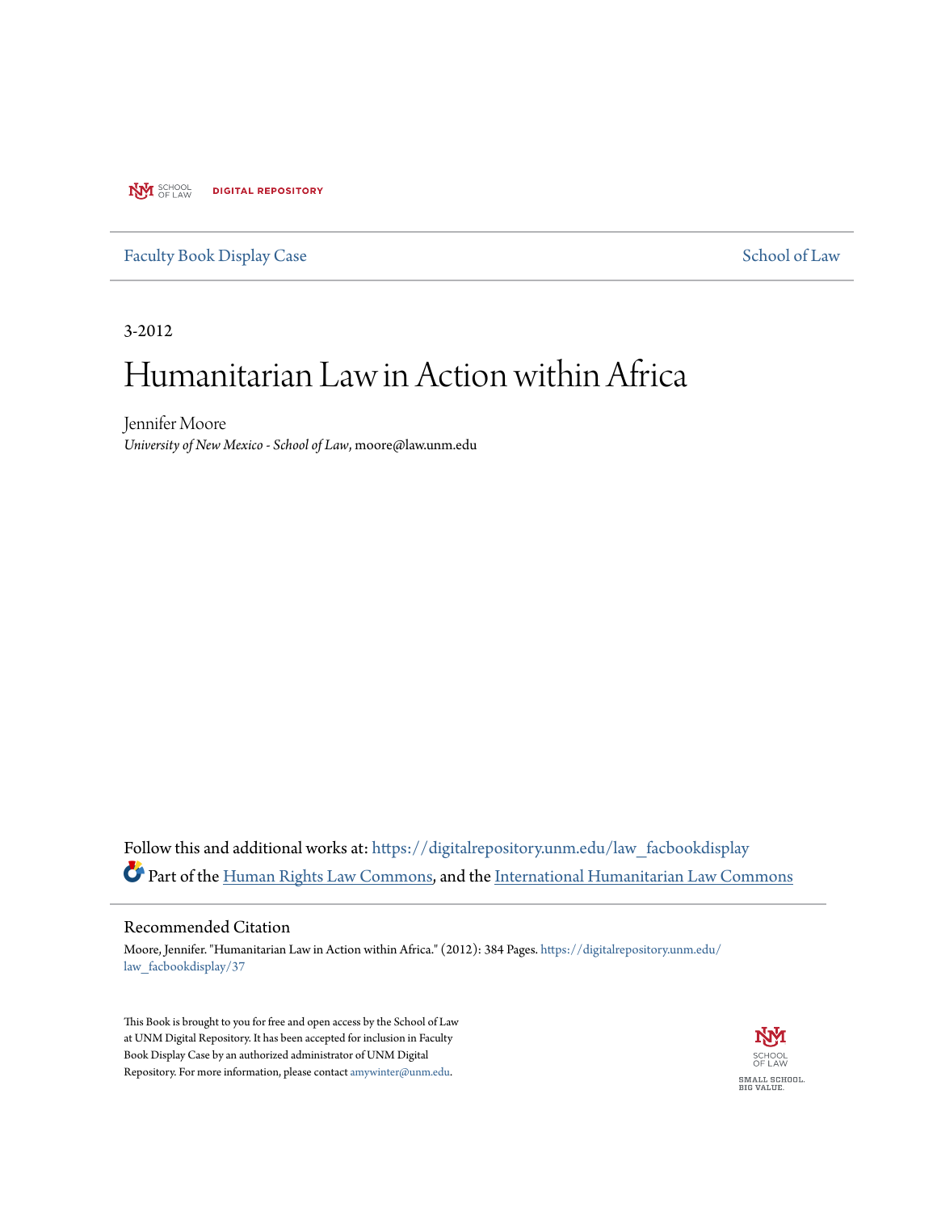UNM SCHOOL OF LAW DIGITAL REPOSITORY

Faculty Book Display Case | School of Law

3-2012

# Humanitarian Law in Action within Africa

Jennifer Moore
*University of New Mexico - School of Law*, moore@law.unm.edu

Follow this and additional works at: https://digitalrepository.unm.edu/law_facbookdisplay

Part of the Human Rights Law Commons, and the International Humanitarian Law Commons

## Recommended Citation

Moore, Jennifer. "Humanitarian Law in Action within Africa." (2012): 384 Pages. https://digitalrepository.unm.edu/law_facbookdisplay/37

This Book is brought to you for free and open access by the School of Law at UNM Digital Repository. It has been accepted for inclusion in Faculty Book Display Case by an authorized administrator of UNM Digital Repository. For more information, please contact amywinter@unm.edu.

UNM SCHOOL OF LAW
SMALL SCHOOL. BIG VALUE.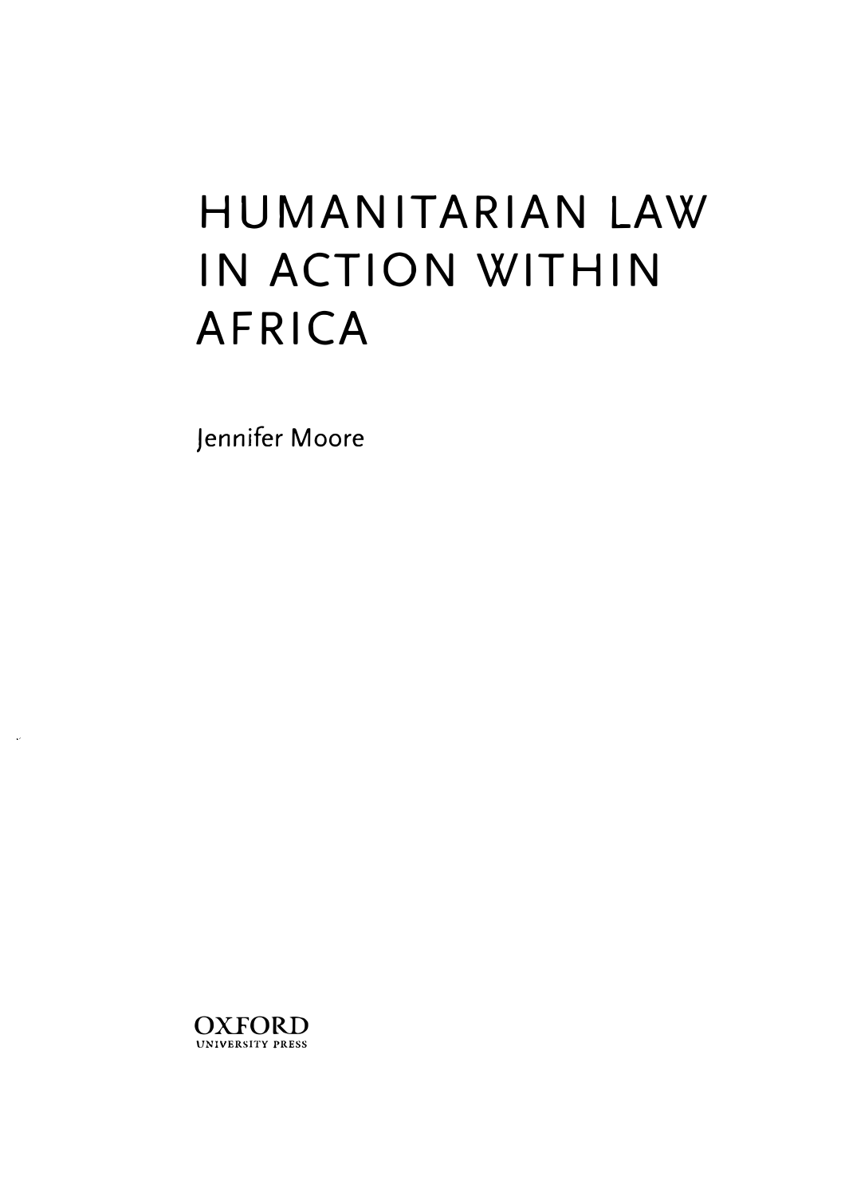# HUMANITARIAN LAW IN ACTION WITHIN AFRICA

Jennifer Moore

OXFORD
UNIVERSITY PRESS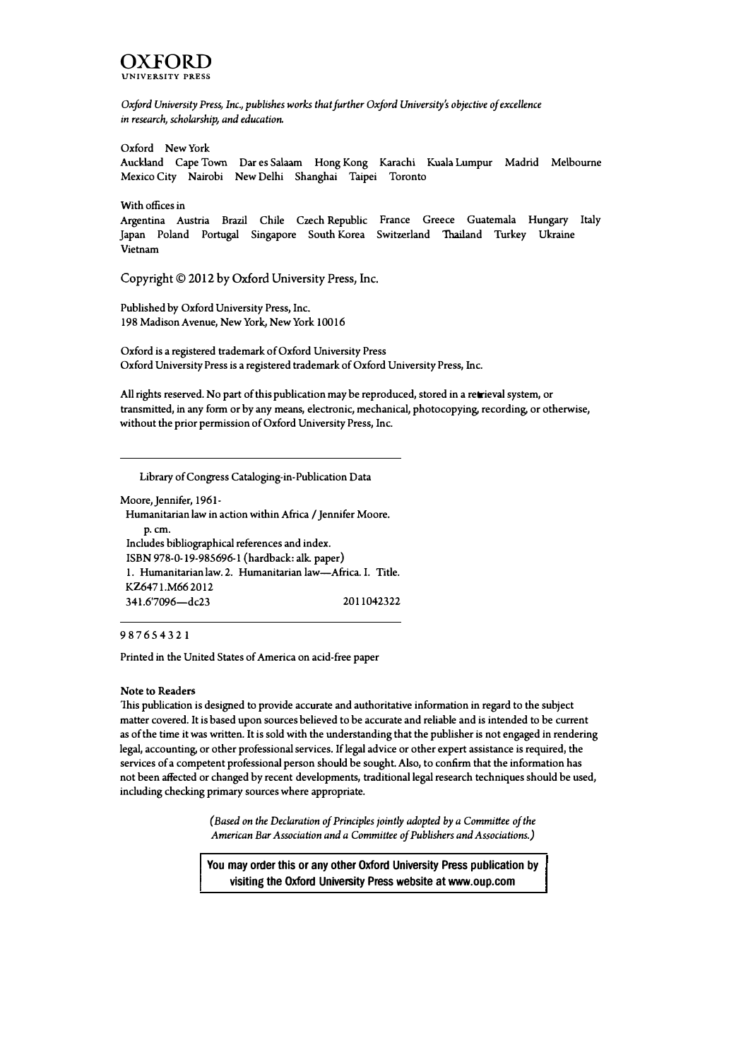# OXFORD
UNIVERSITY PRESS

*Oxford University Press, Inc., publishes works that further Oxford University's objective of excellence in research, scholarship, and education.*

Oxford New York
Auckland Cape Town Dar es Salaam Hong Kong Karachi Kuala Lumpur Madrid Melbourne Mexico City Nairobi New Delhi Shanghai Taipei Toronto

With offices in
Argentina Austria Brazil Chile Czech Republic France Greece Guatemala Hungary Italy Japan Poland Portugal Singapore South Korea Switzerland Thailand Turkey Ukraine Vietnam

Copyright © 2012 by Oxford University Press, Inc.

Published by Oxford University Press, Inc.
198 Madison Avenue, New York, New York 10016

Oxford is a registered trademark of Oxford University Press
Oxford University Press is a registered trademark of Oxford University Press, Inc.

All rights reserved. No part of this publication may be reproduced, stored in a retrieval system, or transmitted, in any form or by any means, electronic, mechanical, photocopying, recording, or otherwise, without the prior permission of Oxford University Press, Inc.

---

Library of Congress Cataloging-in-Publication Data

Moore, Jennifer, 1961-
Humanitarian law in action within Africa / Jennifer Moore.
p. cm.
Includes bibliographical references and index.
ISBN 978-0-19-985696-1 (hardback: alk. paper)
1. Humanitarian law. 2. Humanitarian law—Africa. I. Title.
KZ6471.M66 2012
341.6'7096—dc23 2011042322

---

9 8 7 6 5 4 3 2 1

Printed in the United States of America on acid-free paper

**Note to Readers**
This publication is designed to provide accurate and authoritative information in regard to the subject matter covered. It is based upon sources believed to be accurate and reliable and is intended to be current as of the time it was written. It is sold with the understanding that the publisher is not engaged in rendering legal, accounting, or other professional services. If legal advice or other expert assistance is required, the services of a competent professional person should be sought. Also, to confirm that the information has not been affected or changed by recent developments, traditional legal research techniques should be used, including checking primary sources where appropriate.

*(Based on the Declaration of Principles jointly adopted by a Committee of the American Bar Association and a Committee of Publishers and Associations.)*

**You may order this or any other Oxford University Press publication by visiting the Oxford University Press website at www.oup.com**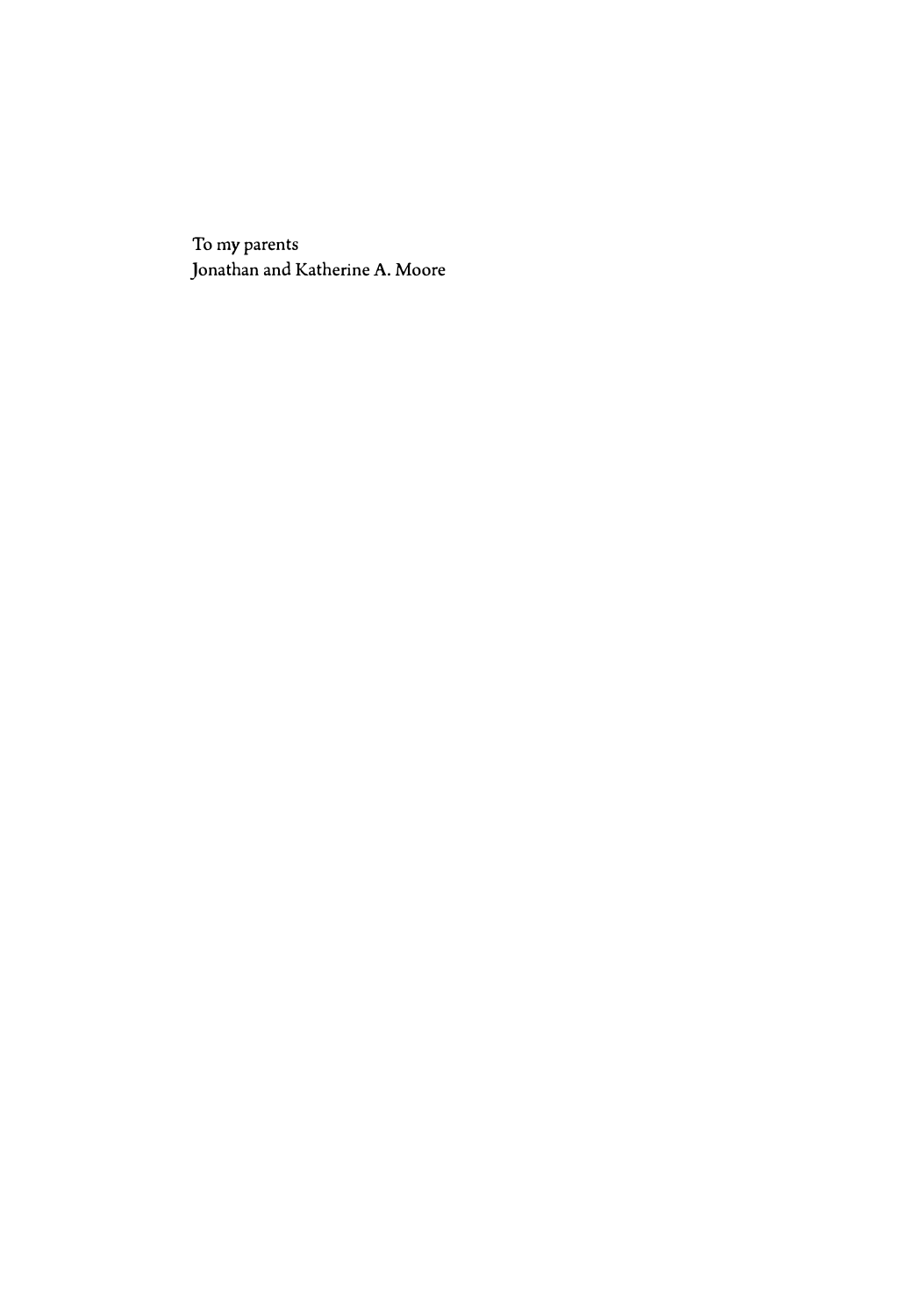To my parents
Jonathan and Katherine A. Moore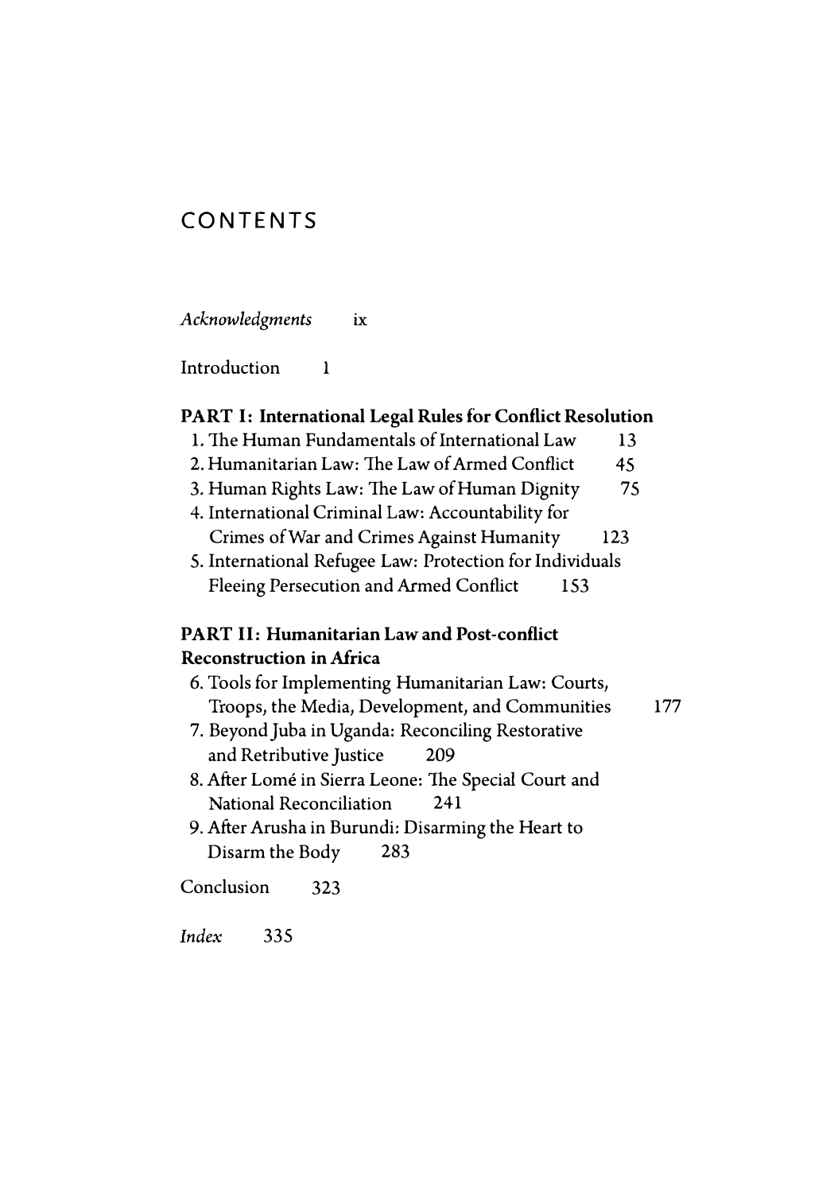# CONTENTS

*Acknowledgments* ix

Introduction 1

## PART I: International Legal Rules for Conflict Resolution

1. The Human Fundamentals of International Law 13
2. Humanitarian Law: The Law of Armed Conflict 45
3. Human Rights Law: The Law of Human Dignity 75
4. International Criminal Law: Accountability for Crimes of War and Crimes Against Humanity 123
5. International Refugee Law: Protection for Individuals Fleeing Persecution and Armed Conflict 153

## PART II: Humanitarian Law and Post-conflict Reconstruction in Africa

6. Tools for Implementing Humanitarian Law: Courts, Troops, the Media, Development, and Communities 177
7. Beyond Juba in Uganda: Reconciling Restorative and Retributive Justice 209
8. After Lomé in Sierra Leone: The Special Court and National Reconciliation 241
9. After Arusha in Burundi: Disarming the Heart to Disarm the Body 283

Conclusion 323

*Index* 335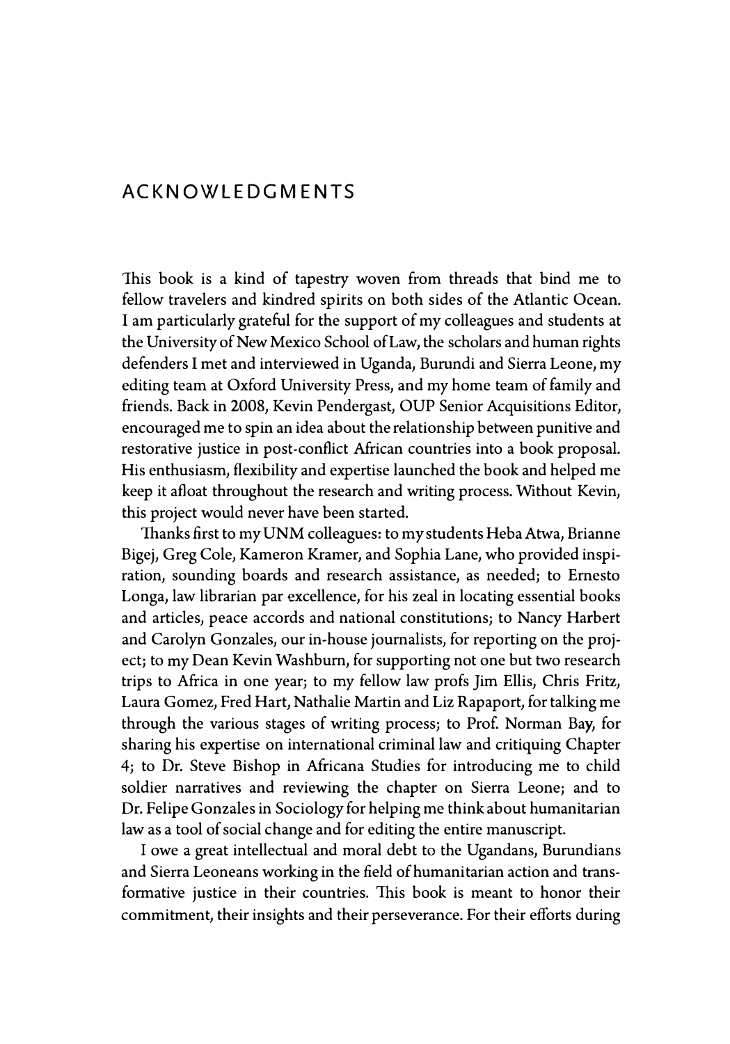# ACKNOWLEDGMENTS

This book is a kind of tapestry woven from threads that bind me to fellow travelers and kindred spirits on both sides of the Atlantic Ocean. I am particularly grateful for the support of my colleagues and students at the University of New Mexico School of Law, the scholars and human rights defenders I met and interviewed in Uganda, Burundi and Sierra Leone, my editing team at Oxford University Press, and my home team of family and friends. Back in 2008, Kevin Pendergast, OUP Senior Acquisitions Editor, encouraged me to spin an idea about the relationship between punitive and restorative justice in post-conflict African countries into a book proposal. His enthusiasm, flexibility and expertise launched the book and helped me keep it afloat throughout the research and writing process. Without Kevin, this project would never have been started.

Thanks first to my UNM colleagues: to my students Heba Atwa, Brianne Bigej, Greg Cole, Kameron Kramer, and Sophia Lane, who provided inspiration, sounding boards and research assistance, as needed; to Ernesto Longa, law librarian par excellence, for his zeal in locating essential books and articles, peace accords and national constitutions; to Nancy Harbert and Carolyn Gonzales, our in-house journalists, for reporting on the project; to my Dean Kevin Washburn, for supporting not one but two research trips to Africa in one year; to my fellow law profs Jim Ellis, Chris Fritz, Laura Gomez, Fred Hart, Nathalie Martin and Liz Rapaport, for talking me through the various stages of writing process; to Prof. Norman Bay, for sharing his expertise on international criminal law and critiquing Chapter 4; to Dr. Steve Bishop in Africana Studies for introducing me to child soldier narratives and reviewing the chapter on Sierra Leone; and to Dr. Felipe Gonzales in Sociology for helping me think about humanitarian law as a tool of social change and for editing the entire manuscript.

I owe a great intellectual and moral debt to the Ugandans, Burundians and Sierra Leoneans working in the field of humanitarian action and transformative justice in their countries. This book is meant to honor their commitment, their insights and their perseverance. For their efforts during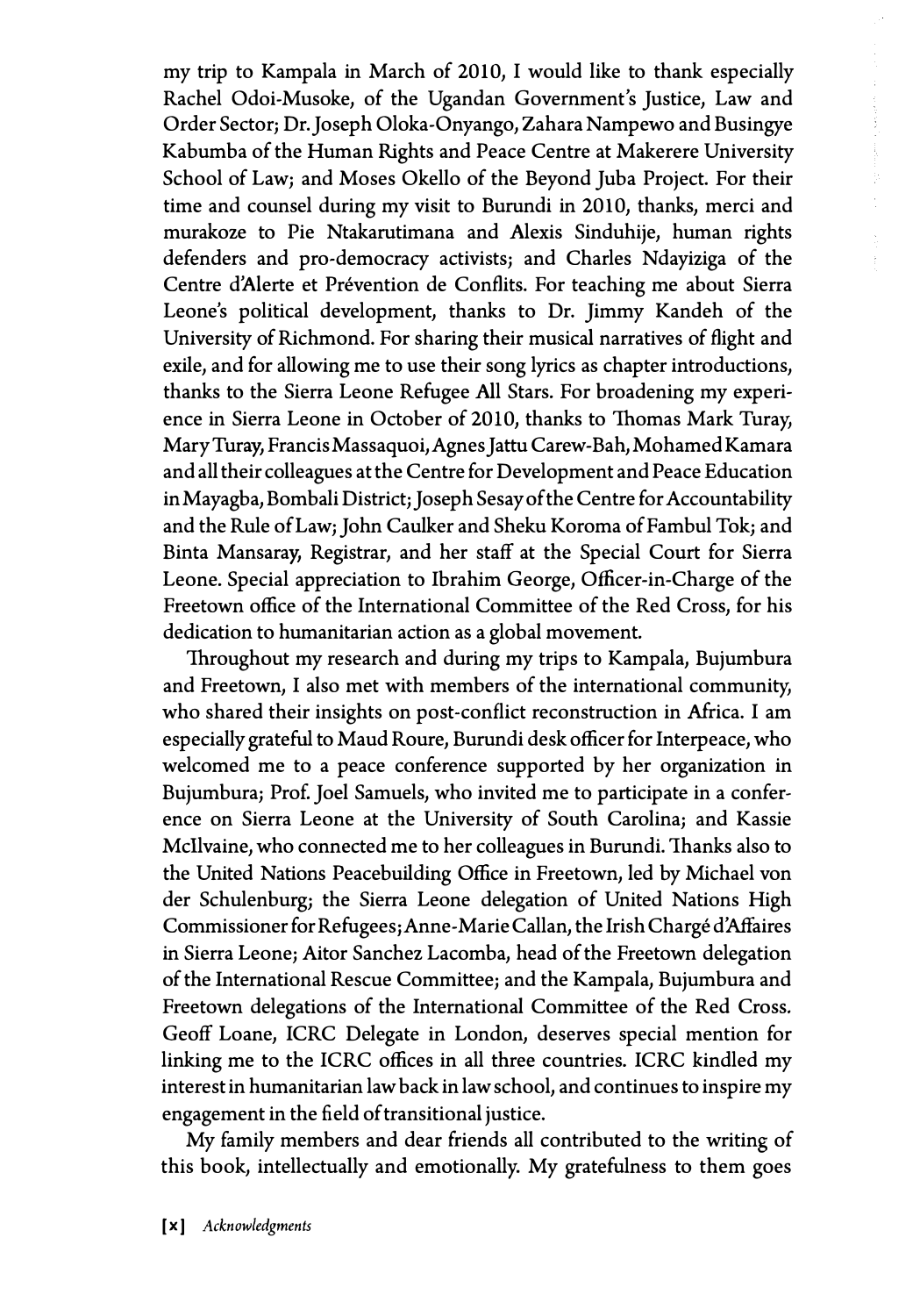my trip to Kampala in March of 2010, I would like to thank especially Rachel Odoi-Musoke, of the Ugandan Government's Justice, Law and Order Sector; Dr. Joseph Oloka-Onyango, Zahara Nampewo and Busingye Kabumba of the Human Rights and Peace Centre at Makerere University School of Law; and Moses Okello of the Beyond Juba Project. For their time and counsel during my visit to Burundi in 2010, thanks, merci and murakoze to Pie Ntakarutimana and Alexis Sinduhije, human rights defenders and pro-democracy activists; and Charles Ndayiziga of the Centre d'Alerte et Prévention de Conflits. For teaching me about Sierra Leone's political development, thanks to Dr. Jimmy Kandeh of the University of Richmond. For sharing their musical narratives of flight and exile, and for allowing me to use their song lyrics as chapter introductions, thanks to the Sierra Leone Refugee All Stars. For broadening my experience in Sierra Leone in October of 2010, thanks to Thomas Mark Turay, Mary Turay, Francis Massaquoi, Agnes Jattu Carew-Bah, Mohamed Kamara and all their colleagues at the Centre for Development and Peace Education in Mayagba, Bombali District; Joseph Sesay of the Centre for Accountability and the Rule of Law; John Caulker and Sheku Koroma of Fambul Tok; and Binta Mansaray, Registrar, and her staff at the Special Court for Sierra Leone. Special appreciation to Ibrahim George, Officer-in-Charge of the Freetown office of the International Committee of the Red Cross, for his dedication to humanitarian action as a global movement.

Throughout my research and during my trips to Kampala, Bujumbura and Freetown, I also met with members of the international community, who shared their insights on post-conflict reconstruction in Africa. I am especially grateful to Maud Roure, Burundi desk officer for Interpeace, who welcomed me to a peace conference supported by her organization in Bujumbura; Prof. Joel Samuels, who invited me to participate in a conference on Sierra Leone at the University of South Carolina; and Kassie McIlvaine, who connected me to her colleagues in Burundi. Thanks also to the United Nations Peacebuilding Office in Freetown, led by Michael von der Schulenburg; the Sierra Leone delegation of United Nations High Commissioner for Refugees; Anne-Marie Callan, the Irish Chargé d'Affaires in Sierra Leone; Aitor Sanchez Lacomba, head of the Freetown delegation of the International Rescue Committee; and the Kampala, Bujumbura and Freetown delegations of the International Committee of the Red Cross. Geoff Loane, ICRC Delegate in London, deserves special mention for linking me to the ICRC offices in all three countries. ICRC kindled my interest in humanitarian law back in law school, and continues to inspire my engagement in the field of transitional justice.

My family members and dear friends all contributed to the writing of this book, intellectually and emotionally. My gratefulness to them goes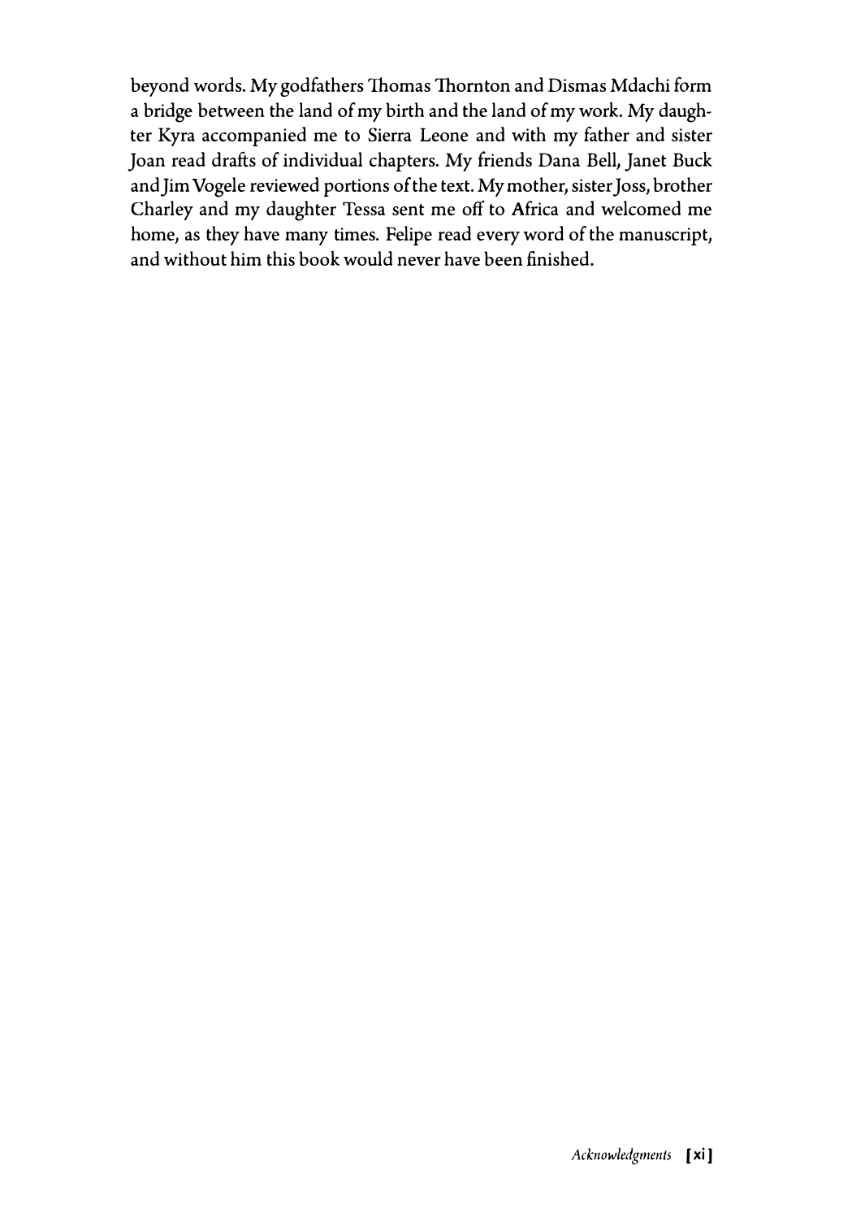beyond words. My godfathers Thomas Thornton and Dismas Mdachi form a bridge between the land of my birth and the land of my work. My daughter Kyra accompanied me to Sierra Leone and with my father and sister Joan read drafts of individual chapters. My friends Dana Bell, Janet Buck and Jim Vogele reviewed portions of the text. My mother, sister Joss, brother Charley and my daughter Tessa sent me off to Africa and welcomed me home, as they have many times. Felipe read every word of the manuscript, and without him this book would never have been finished.